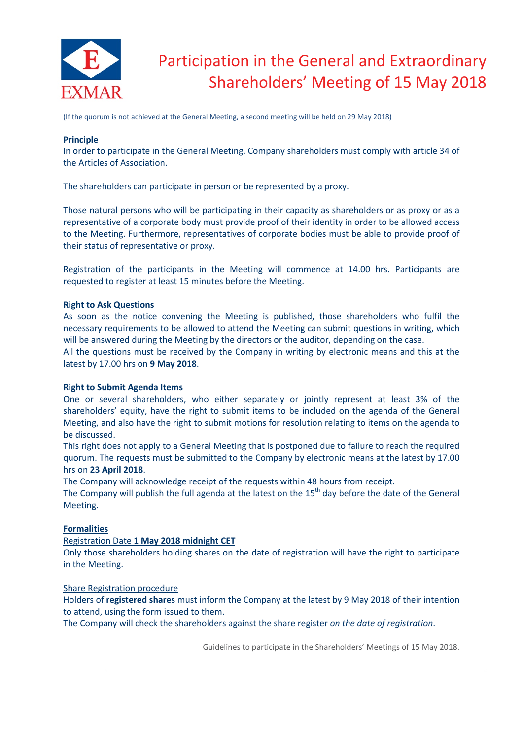# Participation in the General and Extraordinary Shareholders' Meeting of 15 May 2018

(If the quorum is not achieved at the General Meeting, a second meeting will be held on 29 May 2018)

**Principle**

In order to participate in the General Meeting, Company shareholders must comply with article 34 of the Articles of Association.

The shareholders can participate in person or be represented by a proxy.

Those natural persons who will be participating in their capacity as shareholders or as proxy or as a representative of a corporate body must provide proof of their identity in order to be allowed access to the Meeting. Furthermore, representatives of corporate bodies must be able to provide proof of their status of representative or proxy.

Registration of the participants in the Meeting will commence at 14.00 hrs. Participants are requested to register at least 15 minutes before the Meeting.

**Right to Ask Questions**

As soon as the notice convening the Meeting is published, those shareholders who fulfil the necessary requirements to be allowed to attend the Meeting can submit questions in writing, which will be answered during the Meeting by the directors or the auditor, depending on the case.
All the questions must be received by the Company in writing by electronic means and this at the latest by 17.00 hrs on **9 May 2018**.

**Right to Submit Agenda Items**

One or several shareholders, who either separately or jointly represent at least 3% of the shareholders' equity, have the right to submit items to be included on the agenda of the General Meeting, and also have the right to submit motions for resolution relating to items on the agenda to be discussed.
This right does not apply to a General Meeting that is postponed due to failure to reach the required quorum. The requests must be submitted to the Company by electronic means at the latest by 17.00 hrs on **23 April 2018**.
The Company will acknowledge receipt of the requests within 48 hours from receipt.
The Company will publish the full agenda at the latest on the 15th day before the date of the General Meeting.

**Formalities**

Registration Date **1 May 2018 midnight CET**

Only those shareholders holding shares on the date of registration will have the right to participate in the Meeting.

Share Registration procedure

Holders of **registered shares** must inform the Company at the latest by 9 May 2018 of their intention to attend, using the form issued to them.
The Company will check the shareholders against the share register *on the date of registration*.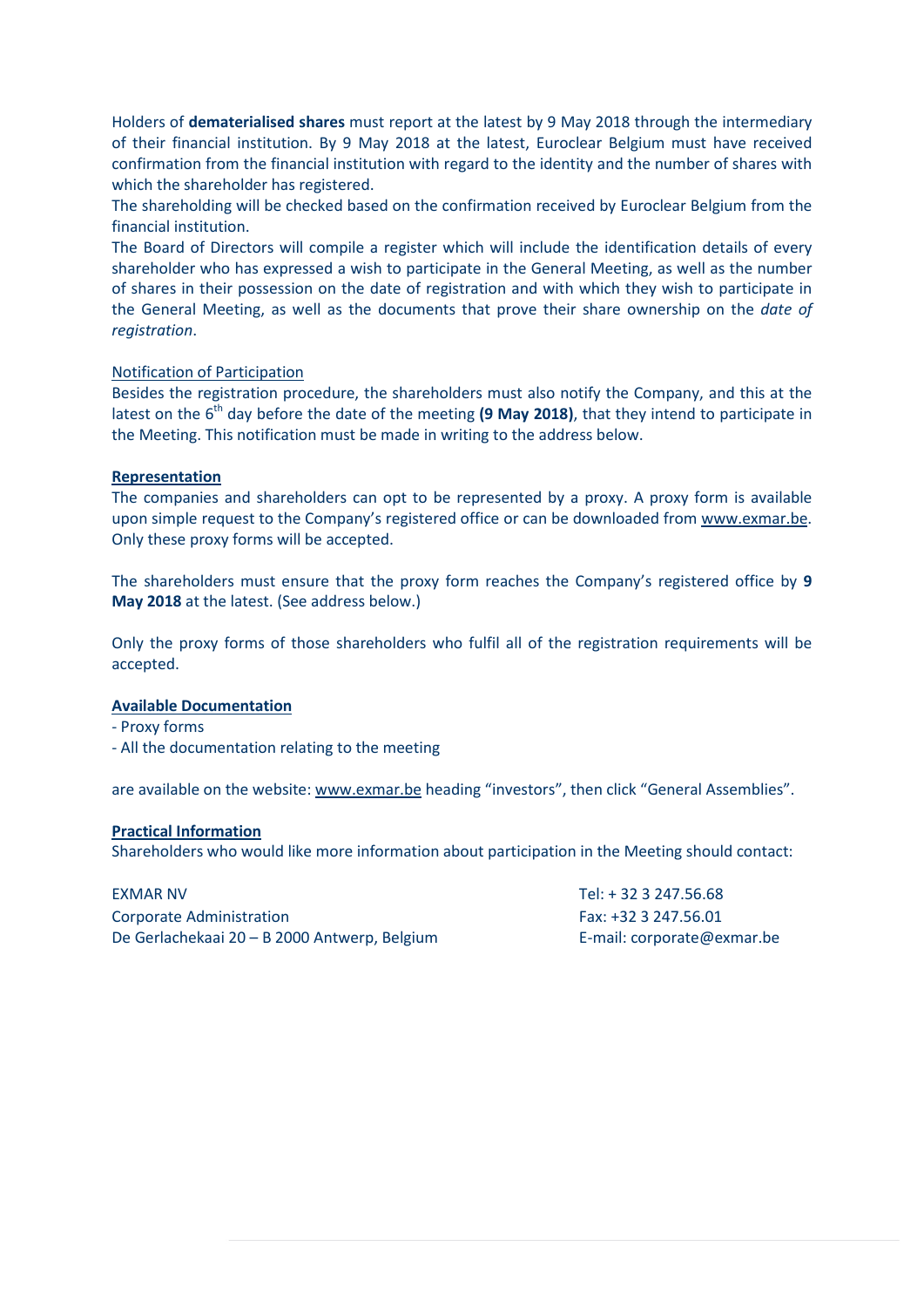Holders of **dematerialised shares** must report at the latest by 9 May 2018 through the intermediary of their financial institution. By 9 May 2018 at the latest, Euroclear Belgium must have received confirmation from the financial institution with regard to the identity and the number of shares with which the shareholder has registered.

The shareholding will be checked based on the confirmation received by Euroclear Belgium from the financial institution.

The Board of Directors will compile a register which will include the identification details of every shareholder who has expressed a wish to participate in the General Meeting, as well as the number of shares in their possession on the date of registration and with which they wish to participate in the General Meeting, as well as the documents that prove their share ownership on the *date of registration*.

Notification of Participation

Besides the registration procedure, the shareholders must also notify the Company, and this at the latest on the 6th day before the date of the meeting **(9 May 2018)**, that they intend to participate in the Meeting. This notification must be made in writing to the address below.

**Representation**

The companies and shareholders can opt to be represented by a proxy. A proxy form is available upon simple request to the Company's registered office or can be downloaded from www.exmar.be. Only these proxy forms will be accepted.

The shareholders must ensure that the proxy form reaches the Company's registered office by **9 May 2018** at the latest. (See address below.)

Only the proxy forms of those shareholders who fulfil all of the registration requirements will be accepted.

**Available Documentation**

- Proxy forms
- All the documentation relating to the meeting

are available on the website: www.exmar.be heading "investors", then click "General Assemblies".

**Practical Information**

Shareholders who would like more information about participation in the Meeting should contact:

EXMAR NV
Corporate Administration
De Gerlachekaai 20 – B 2000 Antwerp, Belgium

Tel: + 32 3 247.56.68
Fax: +32 3 247.56.01
E-mail: corporate@exmar.be